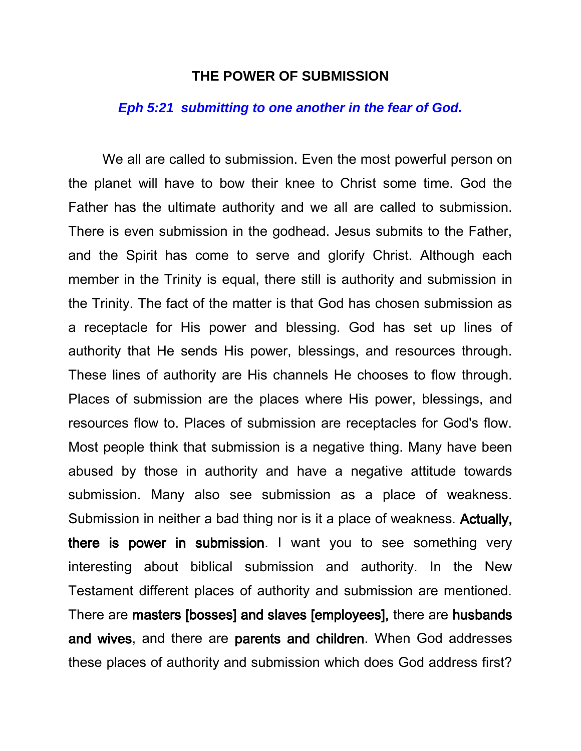# THE POWER OF SUBMISSION

***Eph 5:21 submitting to one another in the fear of God.***

We all are called to submission. Even the most powerful person on the planet will have to bow their knee to Christ some time. God the Father has the ultimate authority and we all are called to submission. There is even submission in the godhead. Jesus submits to the Father, and the Spirit has come to serve and glorify Christ. Although each member in the Trinity is equal, there still is authority and submission in the Trinity. The fact of the matter is that God has chosen submission as a receptacle for His power and blessing. God has set up lines of authority that He sends His power, blessings, and resources through. These lines of authority are His channels He chooses to flow through. Places of submission are the places where His power, blessings, and resources flow to. Places of submission are receptacles for God's flow. Most people think that submission is a negative thing. Many have been abused by those in authority and have a negative attitude towards submission. Many also see submission as a place of weakness. Submission in neither a bad thing nor is it a place of weakness. **Actually, there is power in submission**. I want you to see something very interesting about biblical submission and authority. In the New Testament different places of authority and submission are mentioned. There are **masters [bosses] and slaves [employees],** there are **husbands and wives**, and there are **parents and children**. When God addresses these places of authority and submission which does God address first?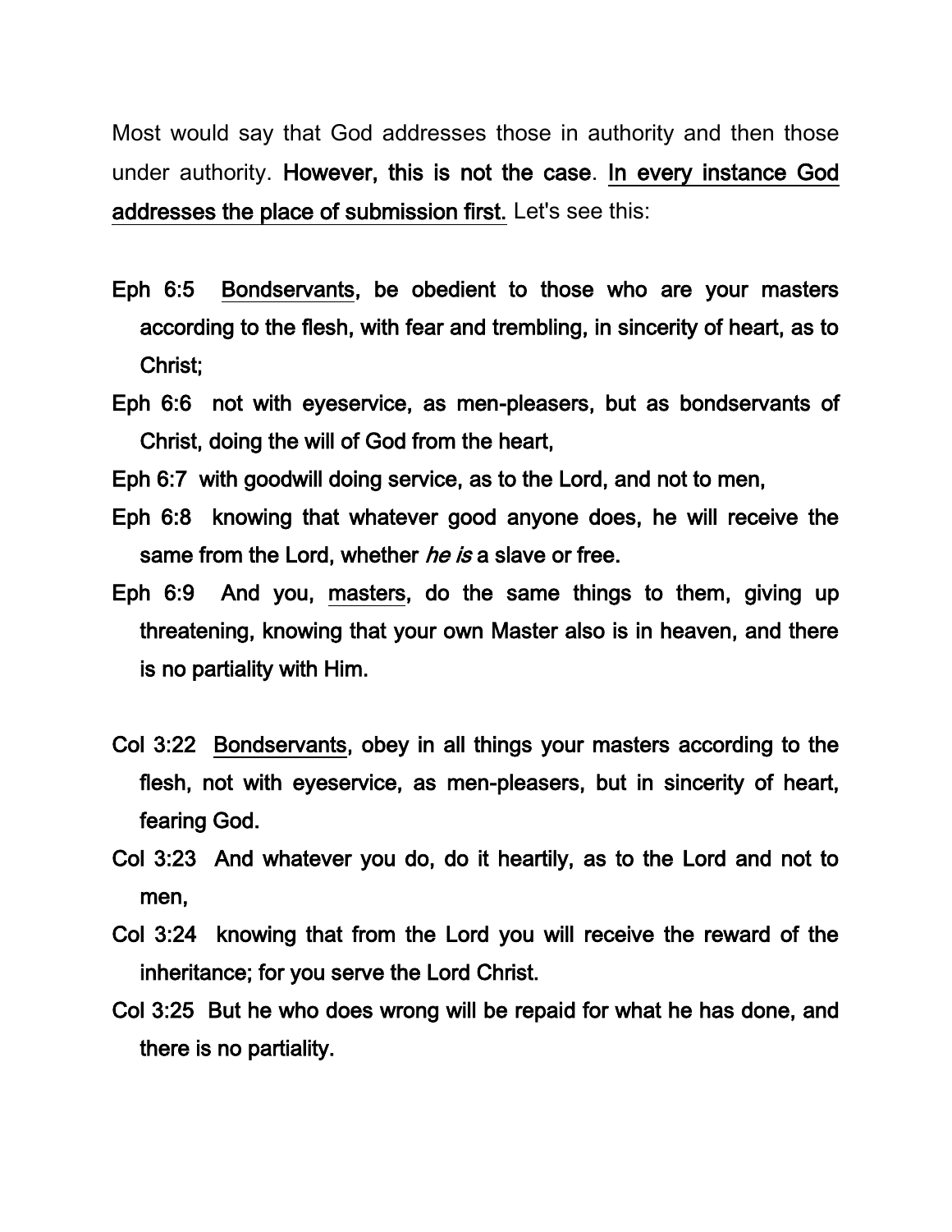Most would say that God addresses those in authority and then those under authority. **However, this is not the case**. <u>**In every instance God addresses the place of submission first.**</u> Let's see this:

**Eph 6:5 <u>Bondservants</u>, be obedient to those who are your masters according to the flesh, with fear and trembling, in sincerity of heart, as to Christ;**

**Eph 6:6 not with eyeservice, as men-pleasers, but as bondservants of Christ, doing the will of God from the heart,**

**Eph 6:7 with goodwill doing service, as to the Lord, and not to men,**

**Eph 6:8 knowing that whatever good anyone does, he will receive the same from the Lord, whether *he is* a slave or free.**

**Eph 6:9 And you, <u>masters</u>, do the same things to them, giving up threatening, knowing that your own Master also is in heaven, and there is no partiality with Him.**

**Col 3:22 <u>Bondservants</u>, obey in all things your masters according to the flesh, not with eyeservice, as men-pleasers, but in sincerity of heart, fearing God.**

**Col 3:23 And whatever you do, do it heartily, as to the Lord and not to men,**

**Col 3:24 knowing that from the Lord you will receive the reward of the inheritance; for you serve the Lord Christ.**

**Col 3:25 But he who does wrong will be repaid for what he has done, and there is no partiality.**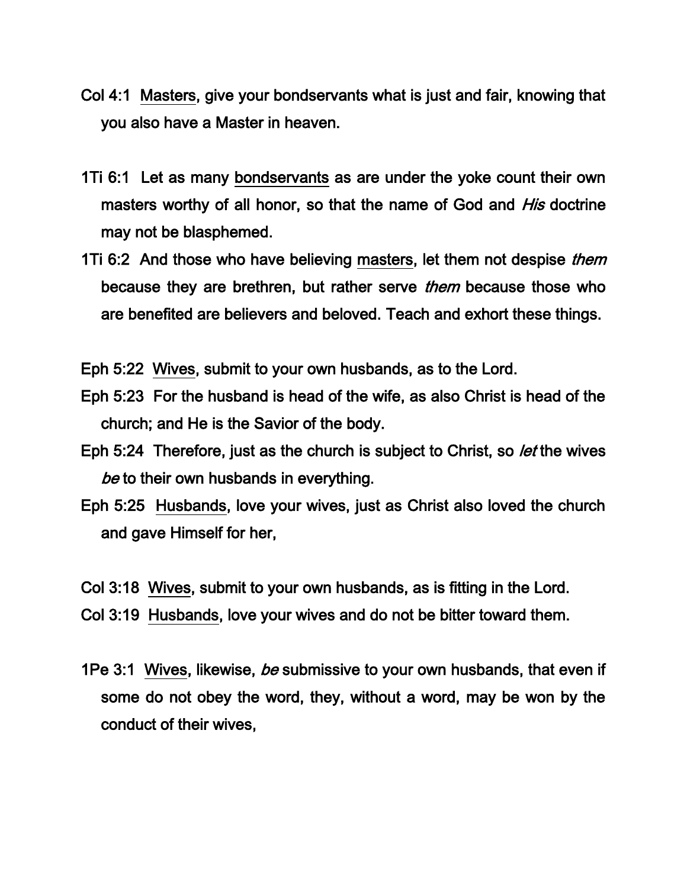Col 4:1  <u>Masters</u>, give your bondservants what is just and fair, knowing that you also have a Master in heaven.

1Ti 6:1  Let as many <u>bondservants</u> as are under the yoke count their own masters worthy of all honor, so that the name of God and *His* doctrine may not be blasphemed.

1Ti 6:2  And those who have believing <u>masters</u>, let them not despise *them* because they are brethren, but rather serve *them* because those who are benefited are believers and beloved. Teach and exhort these things.

Eph 5:22  <u>Wives</u>, submit to your own husbands, as to the Lord.

Eph 5:23  For the husband is head of the wife, as also Christ is head of the church; and He is the Savior of the body.

Eph 5:24  Therefore, just as the church is subject to Christ, so *let* the wives *be* to their own husbands in everything.

Eph 5:25  <u>Husbands</u>, love your wives, just as Christ also loved the church and gave Himself for her,

Col 3:18  <u>Wives</u>, submit to your own husbands, as is fitting in the Lord.

Col 3:19  <u>Husbands</u>, love your wives and do not be bitter toward them.

1Pe 3:1  <u>Wives</u>, likewise, *be* submissive to your own husbands, that even if some do not obey the word, they, without a word, may be won by the conduct of their wives,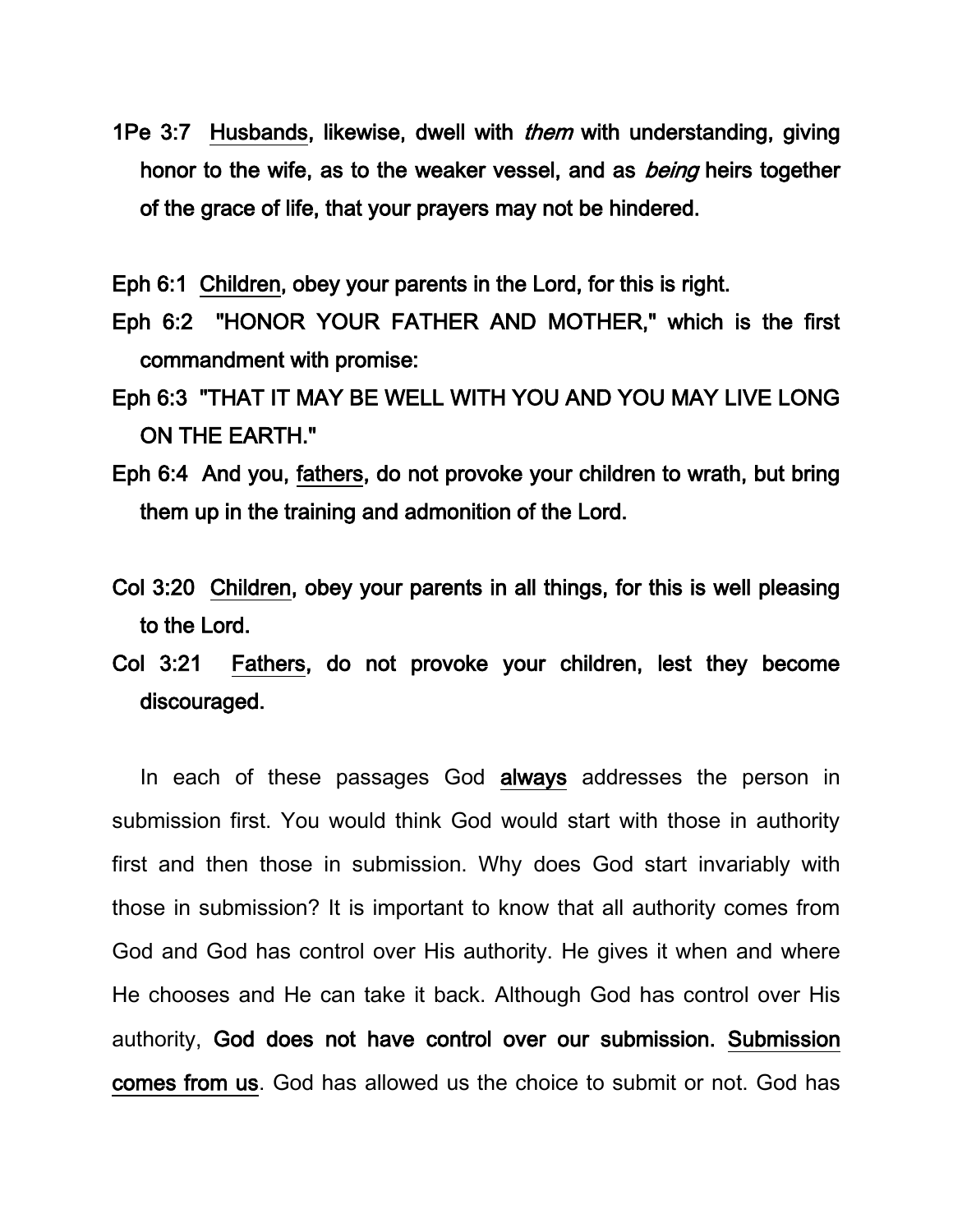**1Pe 3:7 <u>Husbands</u>, likewise, dwell with *them* with understanding, giving honor to the wife, as to the weaker vessel, and as *being* heirs together of the grace of life, that your prayers may not be hindered.**

**Eph 6:1 <u>Children</u>, obey your parents in the Lord, for this is right.**

**Eph 6:2 "HONOR YOUR FATHER AND MOTHER," which is the first commandment with promise:**

**Eph 6:3 "THAT IT MAY BE WELL WITH YOU AND YOU MAY LIVE LONG ON THE EARTH."**

**Eph 6:4 And you, <u>fathers</u>, do not provoke your children to wrath, but bring them up in the training and admonition of the Lord.**

**Col 3:20 <u>Children</u>, obey your parents in all things, for this is well pleasing to the Lord.**

**Col 3:21 <u>Fathers</u>, do not provoke your children, lest they become discouraged.**

In each of these passages God **<u>always</u>** addresses the person in submission first. You would think God would start with those in authority first and then those in submission. Why does God start invariably with those in submission? It is important to know that all authority comes from God and God has control over His authority. He gives it when and where He chooses and He can take it back. Although God has control over His authority, **God does not have control over our submission. <u>Submission comes from us</u>**. God has allowed us the choice to submit or not. God has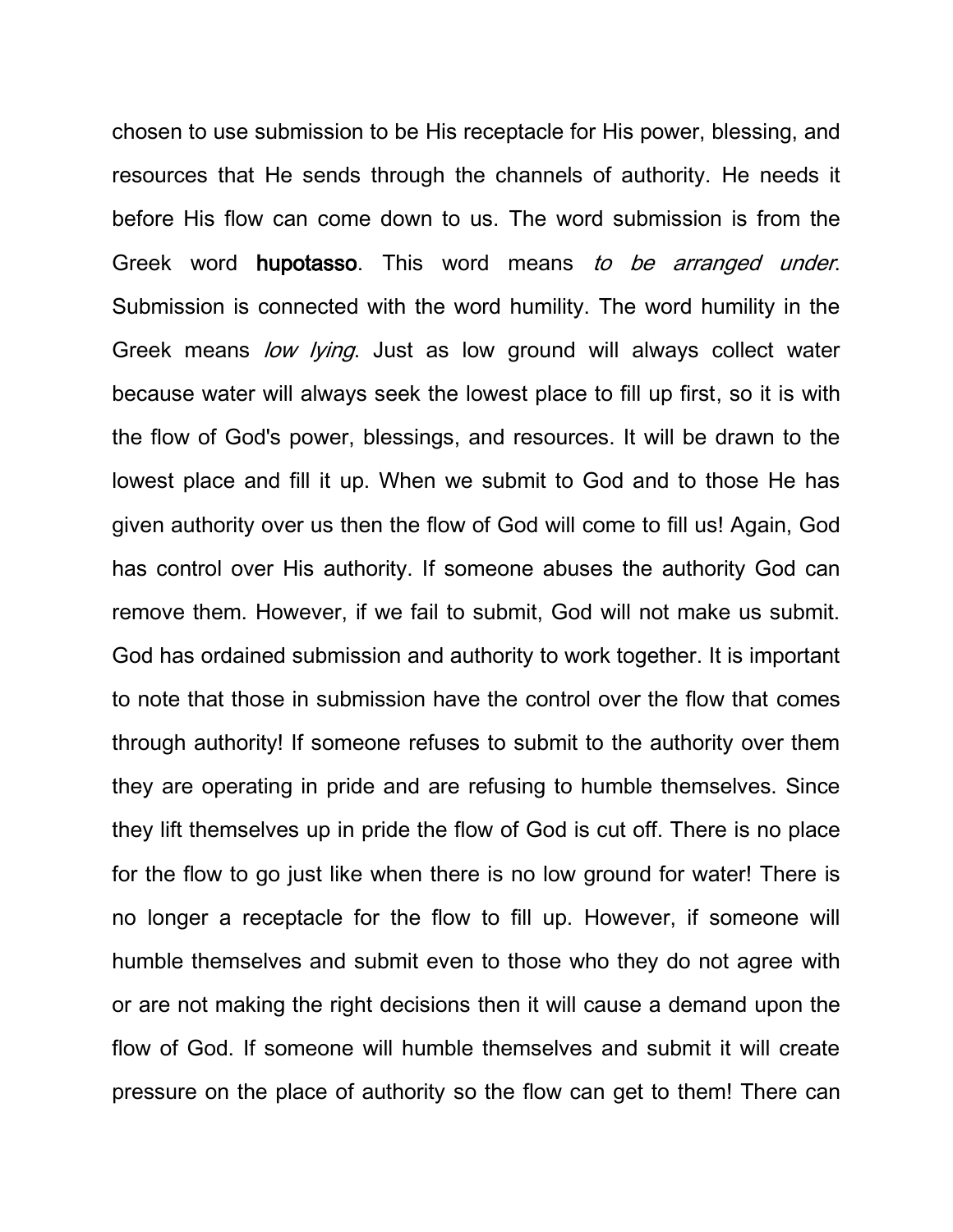chosen to use submission to be His receptacle for His power, blessing, and resources that He sends through the channels of authority. He needs it before His flow can come down to us. The word submission is from the Greek word **hupotasso**. This word means *to be arranged under*. Submission is connected with the word humility. The word humility in the Greek means *low lying*. Just as low ground will always collect water because water will always seek the lowest place to fill up first, so it is with the flow of God's power, blessings, and resources. It will be drawn to the lowest place and fill it up. When we submit to God and to those He has given authority over us then the flow of God will come to fill us! Again, God has control over His authority. If someone abuses the authority God can remove them. However, if we fail to submit, God will not make us submit. God has ordained submission and authority to work together. It is important to note that those in submission have the control over the flow that comes through authority! If someone refuses to submit to the authority over them they are operating in pride and are refusing to humble themselves. Since they lift themselves up in pride the flow of God is cut off. There is no place for the flow to go just like when there is no low ground for water! There is no longer a receptacle for the flow to fill up. However, if someone will humble themselves and submit even to those who they do not agree with or are not making the right decisions then it will cause a demand upon the flow of God. If someone will humble themselves and submit it will create pressure on the place of authority so the flow can get to them! There can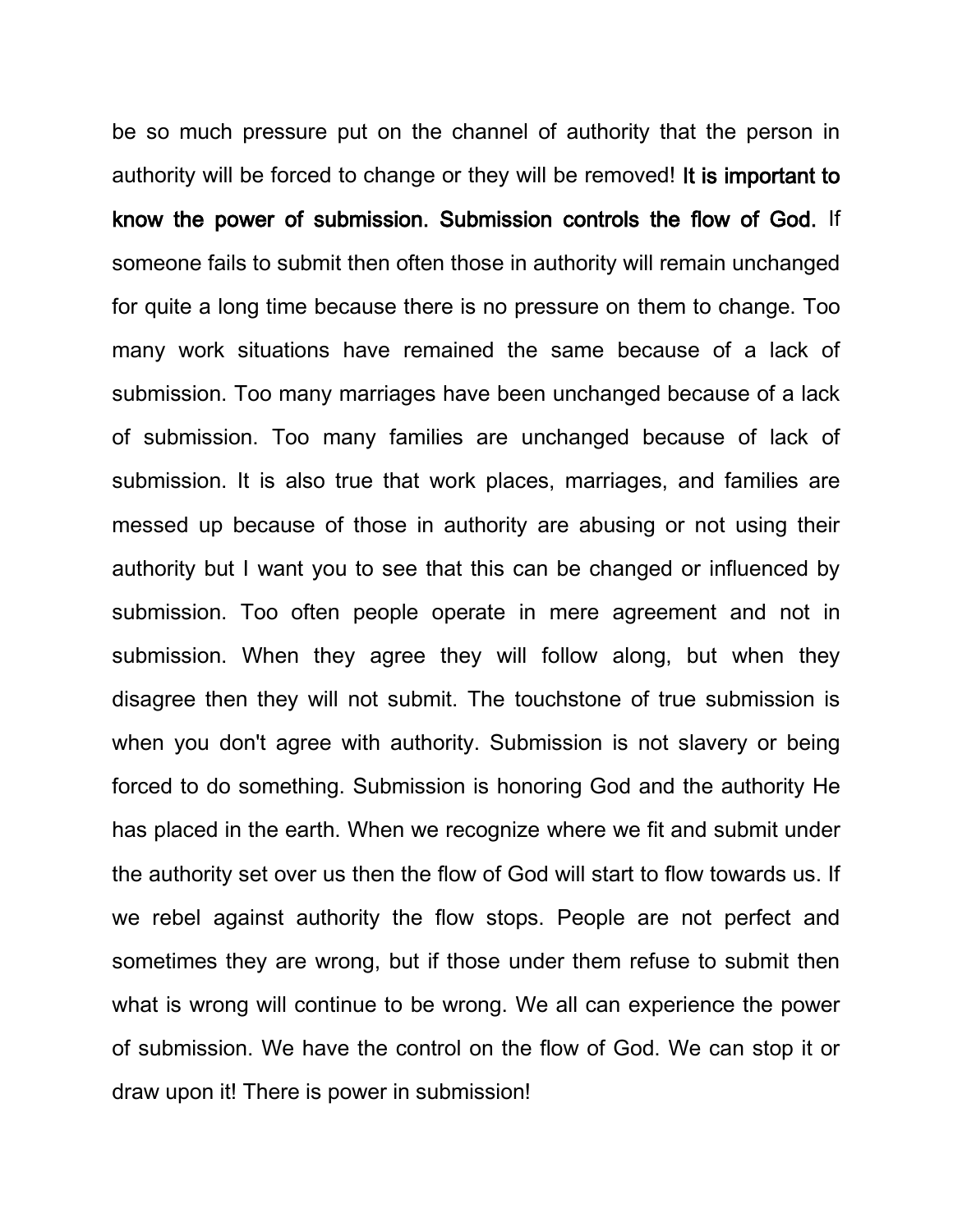be so much pressure put on the channel of authority that the person in authority will be forced to change or they will be removed! **It is important to know the power of submission. Submission controls the flow of God.** If someone fails to submit then often those in authority will remain unchanged for quite a long time because there is no pressure on them to change. Too many work situations have remained the same because of a lack of submission. Too many marriages have been unchanged because of a lack of submission. Too many families are unchanged because of lack of submission. It is also true that work places, marriages, and families are messed up because of those in authority are abusing or not using their authority but I want you to see that this can be changed or influenced by submission. Too often people operate in mere agreement and not in submission. When they agree they will follow along, but when they disagree then they will not submit. The touchstone of true submission is when you don't agree with authority. Submission is not slavery or being forced to do something. Submission is honoring God and the authority He has placed in the earth. When we recognize where we fit and submit under the authority set over us then the flow of God will start to flow towards us. If we rebel against authority the flow stops. People are not perfect and sometimes they are wrong, but if those under them refuse to submit then what is wrong will continue to be wrong. We all can experience the power of submission. We have the control on the flow of God. We can stop it or draw upon it! There is power in submission!